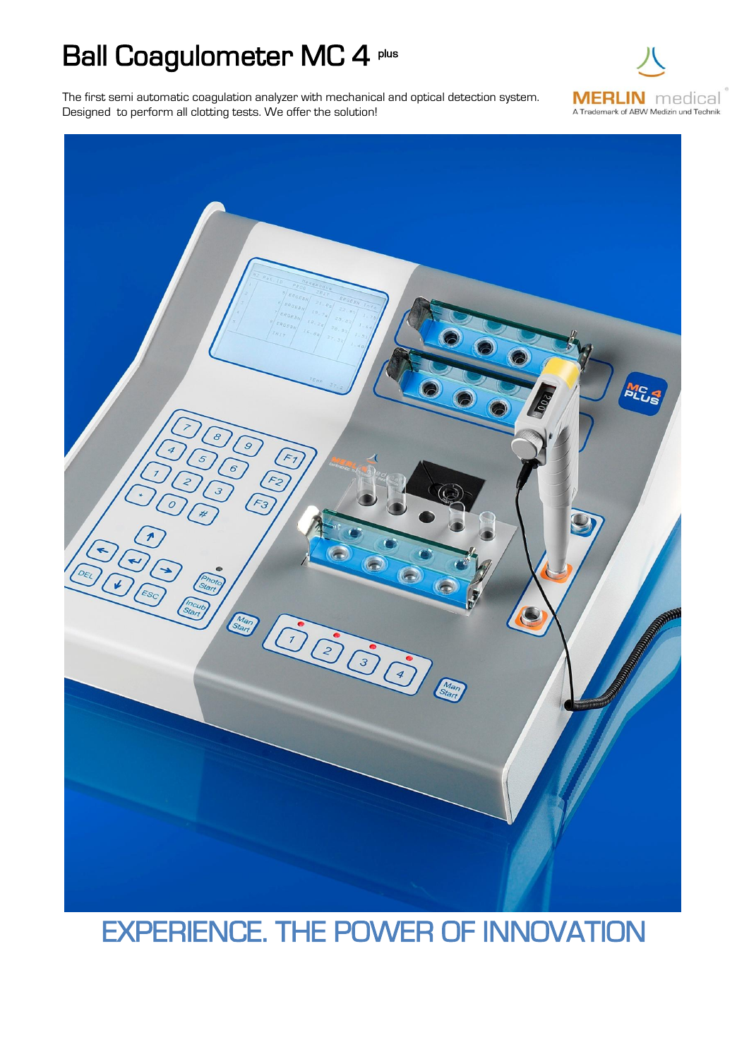# Ball Coagulometer MC 4 plus

The first semi automatic coagulation analyzer with mechanical and optical detection system.
Designed to perform all clotting tests. We offer the solution!

MERLIN medical
A Trademark of ABW Medizin und Technik

EXPERIENCE. THE POWER OF INNOVATION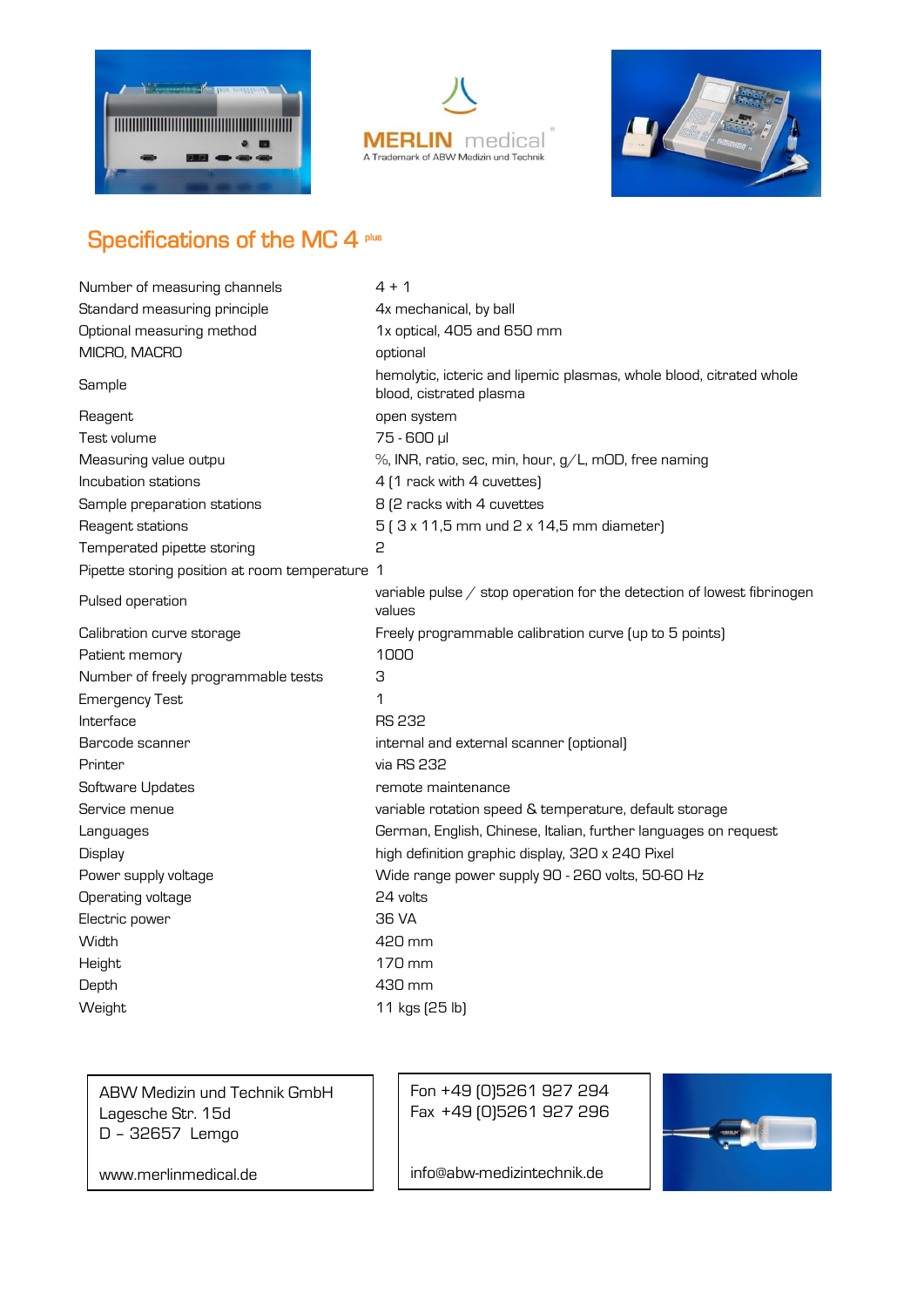MERLIN medical®
A Trademark of ABW Medizin und Technik

## Specifications of the MC 4 plus

| | |
|---|---|
| Number of measuring channels | 4 + 1 |
| Standard measuring principle | 4x mechanical, by ball |
| Optional measuring method | 1x optical, 405 and 650 mm |
| MICRO, MACRO | optional |
| Sample | hemolytic, icteric and lipemic plasmas, whole blood, citrated whole blood, cistrated plasma |
| Reagent | open system |
| Test volume | 75 - 600 µl |
| Measuring value outpu | %, INR, ratio, sec, min, hour, g/L, mOD, free naming |
| Incubation stations | 4 (1 rack with 4 cuvettes) |
| Sample preparation stations | 8 (2 racks with 4 cuvettes |
| Reagent stations | 5 ( 3 x 11,5 mm und 2 x 14,5 mm diameter) |
| Temperated pipette storing | 2 |
| Pipette storing position at room temperature | 1 |
| Pulsed operation | variable pulse / stop operation for the detection of lowest fibrinogen values |
| Calibration curve storage | Freely programmable calibration curve (up to 5 points) |
| Patient memory | 1000 |
| Number of freely programmable tests | 3 |
| Emergency Test | 1 |
| Interface | RS 232 |
| Barcode scanner | internal and external scanner (optional) |
| Printer | via RS 232 |
| Software Updates | remote maintenance |
| Service menue | variable rotation speed & temperature, default storage |
| Languages | German, English, Chinese, Italian, further languages on request |
| Display | high definition graphic display, 320 x 240 Pixel |
| Power supply voltage | Wide range power supply 90 - 260 volts, 50-60 Hz |
| Operating voltage | 24 volts |
| Electric power | 36 VA |
| Width | 420 mm |
| Height | 170 mm |
| Depth | 430 mm |
| Weight | 11 kgs (25 lb) |

ABW Medizin und Technik GmbH
Lagesche Str. 15d
D – 32657 Lemgo

www.merlinmedical.de

Fon +49 (0)5261 927 294
Fax +49 (0)5261 927 296

info@abw-medizintechnik.de